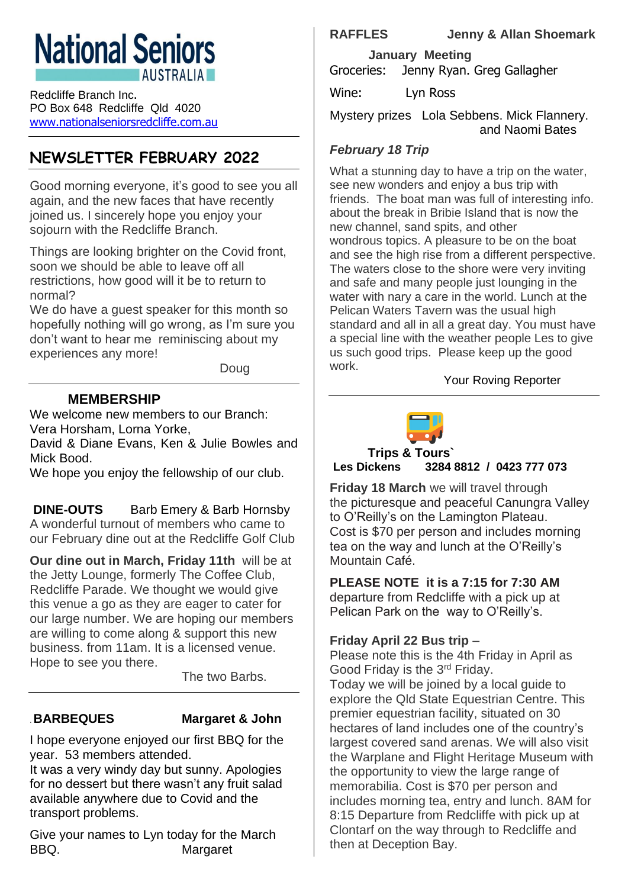# National Seniors AUSTRALIA

Redcliffe Branch Inc.
PO Box 648 Redcliffe Qld 4020
www.nationalseniorsredcliffe.com.au

## NEWSLETTER FEBRUARY 2022

Good morning everyone, it's good to see you all again, and the new faces that have recently joined us. I sincerely hope you enjoy your sojourn with the Redcliffe Branch.

Things are looking brighter on the Covid front, soon we should be able to leave off all restrictions, how good will it be to return to normal?
We do have a guest speaker for this month so hopefully nothing will go wrong, as I'm sure you don't want to hear me reminiscing about my experiences any more!

Doug

### MEMBERSHIP

We welcome new members to our Branch:
Vera Horsham, Lorna Yorke,
David & Diane Evans, Ken & Julie Bowles and Mick Bood.
We hope you enjoy the fellowship of our club.

### DINE-OUTS Barb Emery & Barb Hornsby

A wonderful turnout of members who came to our February dine out at the Redcliffe Golf Club

**Our dine out in March, Friday 11th** will be at the Jetty Lounge, formerly The Coffee Club, Redcliffe Parade. We thought we would give this venue a go as they are eager to cater for our large number. We are hoping our members are willing to come along & support this new business. from 11am. It is a licensed venue. Hope to see you there.

The two Barbs.

### BARBEQUES Margaret & John

I hope everyone enjoyed our first BBQ for the year. 53 members attended.
It was a very windy day but sunny. Apologies for no dessert but there wasn't any fruit salad available anywhere due to Covid and the transport problems.

Give your names to Lyn today for the March BBQ. Margaret

### RAFFLES Jenny & Allan Shoemark

**January Meeting**

Groceries: Jenny Ryan. Greg Gallagher

Wine: Lyn Ross

Mystery prizes Lola Sebbens. Mick Flannery. and Naomi Bates

### *February 18 Trip*

What a stunning day to have a trip on the water, see new wonders and enjoy a bus trip with friends. The boat man was full of interesting info. about the break in Bribie Island that is now the new channel, sand spits, and other wondrous topics. A pleasure to be on the boat and see the high rise from a different perspective. The waters close to the shore were very inviting and safe and many people just lounging in the water with nary a care in the world. Lunch at the Pelican Waters Tavern was the usual high standard and all in all a great day. You must have a special line with the weather people Les to give us such good trips. Please keep up the good work.

Your Roving Reporter

### Trips & Tours`

**Les Dickens 3284 8812 / 0423 777 073**

**Friday 18 March** we will travel through the picturesque and peaceful Canungra Valley to O'Reilly's on the Lamington Plateau. Cost is $70 per person and includes morning tea on the way and lunch at the O'Reilly's Mountain Café.

**PLEASE NOTE it is a 7:15 for 7:30 AM** departure from Redcliffe with a pick up at Pelican Park on the way to O'Reilly's.

**Friday April 22 Bus trip** –
Please note this is the 4th Friday in April as Good Friday is the 3rd Friday.
Today we will be joined by a local guide to explore the Qld State Equestrian Centre. This premier equestrian facility, situated on 30 hectares of land includes one of the country's largest covered sand arenas. We will also visit the Warplane and Flight Heritage Museum with the opportunity to view the large range of memorabilia. Cost is $70 per person and includes morning tea, entry and lunch. 8AM for 8:15 Departure from Redcliffe with pick up at Clontarf on the way through to Redcliffe and then at Deception Bay.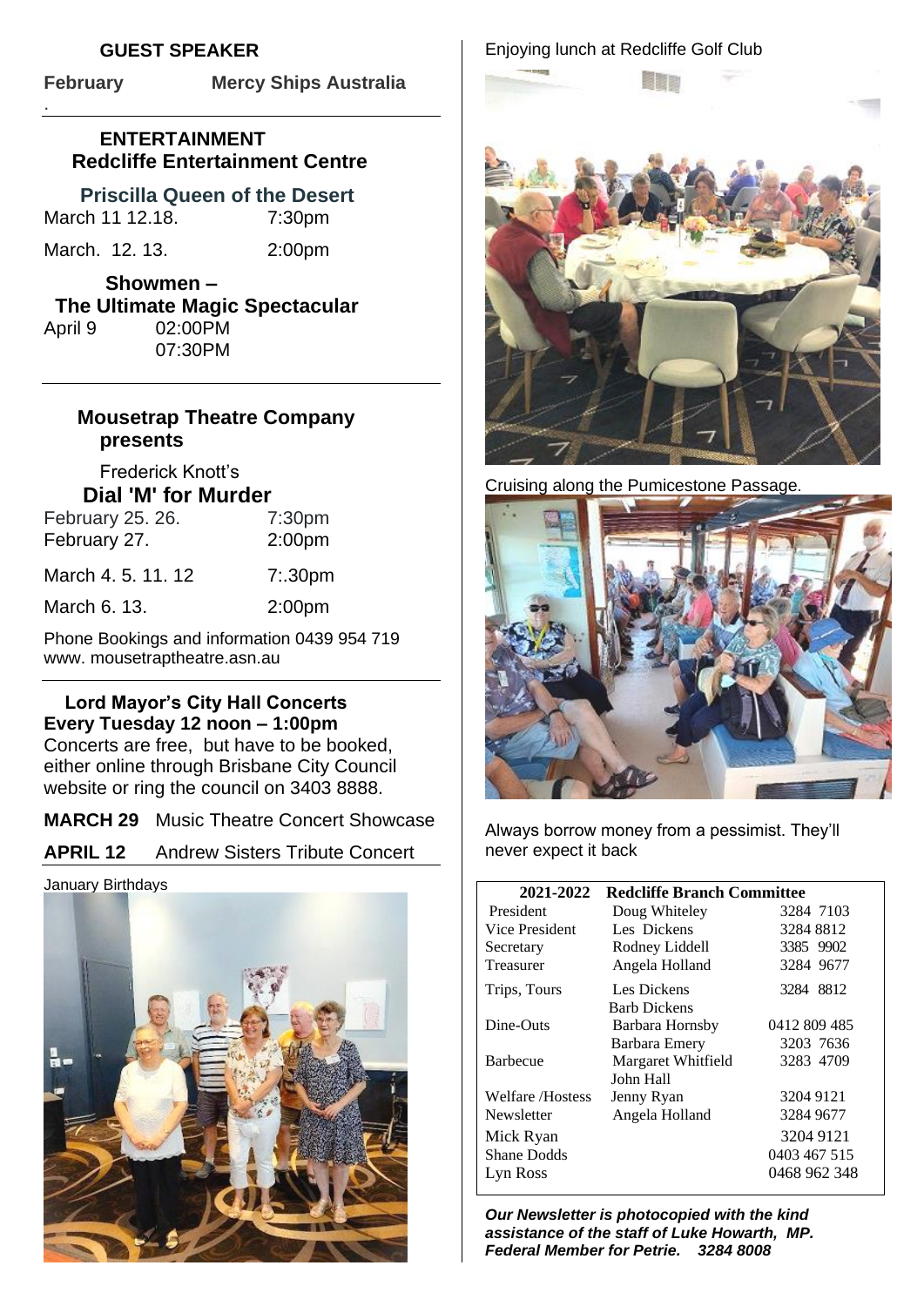## GUEST SPEAKER

**February** **Mercy Ships Australia**

.

## ENTERTAINMENT
## Redcliffe Entertainment Centre

### Priscilla Queen of the Desert

March 11 12.18. 7:30pm

March. 12. 13. 2:00pm

### Showmen –
### The Ultimate Magic Spectacular

April 9 02:00PM
07:30PM

## Mousetrap Theatre Company presents

Frederick Knott's

### Dial 'M' for Murder

February 25. 26. 7:30pm
February 27. 2:00pm

March 4. 5. 11. 12 7:.30pm

March 6. 13. 2:00pm

Phone Bookings and information 0439 954 719
www. mousetraptheatre.asn.au

## Lord Mayor's City Hall Concerts
**Every Tuesday 12 noon – 1:00pm**

Concerts are free, but have to be booked, either online through Brisbane City Council website or ring the council on 3403 8888.

**MARCH 29** Music Theatre Concert Showcase

**APRIL 12** Andrew Sisters Tribute Concert

January Birthdays

Enjoying lunch at Redcliffe Golf Club

Cruising along the Pumicestone Passage.

Always borrow money from a pessimist. They'll never expect it back

| 2021-2022 | Redcliffe Branch Committee | |
|---|---|---|
| President | Doug Whiteley | 3284 7103 |
| Vice President | Les Dickens | 3284 8812 |
| Secretary | Rodney Liddell | 3385 9902 |
| Treasurer | Angela Holland | 3284 9677 |
| Trips, Tours | Les Dickens<br>Barb Dickens | 3284 8812 |
| Dine-Outs | Barbara Hornsby<br>Barbara Emery | 0412 809 485<br>3203 7636 |
| Barbecue | Margaret Whitfield<br>John Hall | 3283 4709 |
| Welfare /Hostess | Jenny Ryan | 3204 9121 |
| Newsletter | Angela Holland | 3284 9677 |
| Mick Ryan | | 3204 9121 |
| Shane Dodds | | 0403 467 515 |
| Lyn Ross | | 0468 962 348 |

***Our Newsletter is photocopied with the kind assistance of the staff of Luke Howarth, MP. Federal Member for Petrie. 3284 8008***